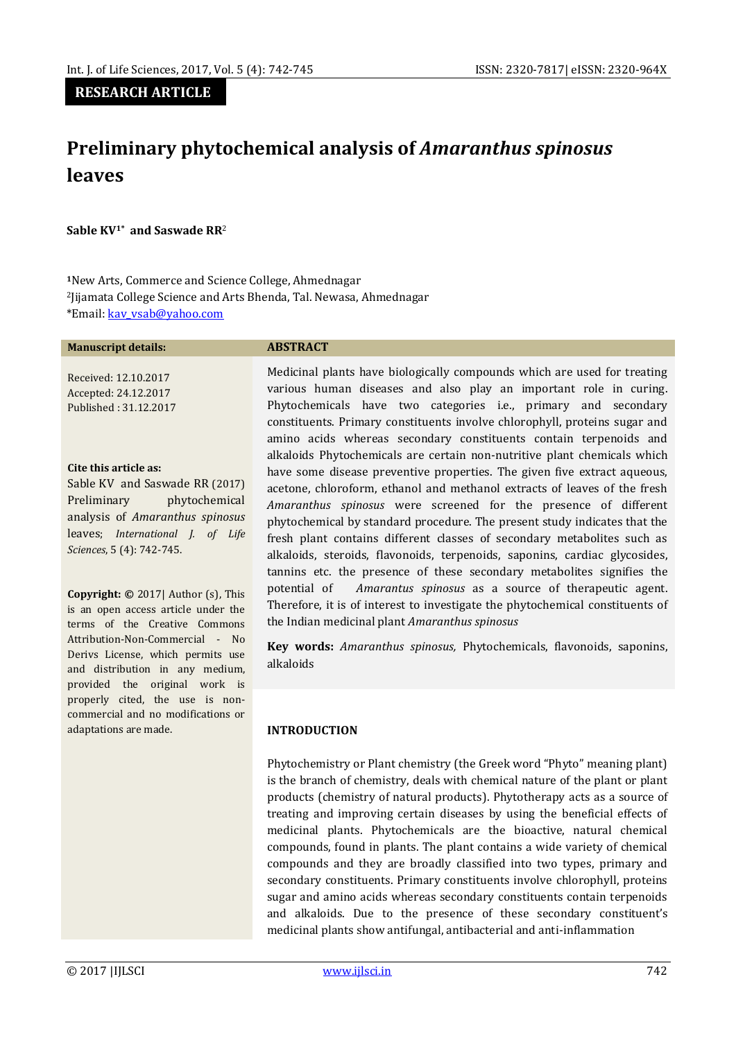**RESEARCH ARTICLE**

# Preliminary phytochemical analysis of *Amaranthus spinosus* leaves

**Sable KV[1*] and Saswade RR[2]**

[1]New Arts, Commerce and Science College, Ahmednagar
[2]Jijamata College Science and Arts Bhenda, Tal. Newasa, Ahmednagar
*Email: kav_vsab@yahoo.com

**Manuscript details:**

Received: 12.10.2017
Accepted: 24.12.2017
Published : 31.12.2017

**Cite this article as:**
Sable KV and Saswade RR (2017) Preliminary phytochemical analysis of *Amaranthus spinosus* leaves; *International J. of Life Sciences*, 5 (4): 742-745.

**Copyright:** © 2017| Author (s), This is an open access article under the terms of the Creative Commons Attribution-Non-Commercial - No Derivs License, which permits use and distribution in any medium, provided the original work is properly cited, the use is non-commercial and no modifications or adaptations are made.

## ABSTRACT

Medicinal plants have biologically compounds which are used for treating various human diseases and also play an important role in curing. Phytochemicals have two categories i.e., primary and secondary constituents. Primary constituents involve chlorophyll, proteins sugar and amino acids whereas secondary constituents contain terpenoids and alkaloids Phytochemicals are certain non-nutritive plant chemicals which have some disease preventive properties. The given five extract aqueous, acetone, chloroform, ethanol and methanol extracts of leaves of the fresh *Amaranthus spinosus* were screened for the presence of different phytochemical by standard procedure. The present study indicates that the fresh plant contains different classes of secondary metabolites such as alkaloids, steroids, flavonoids, terpenoids, saponins, cardiac glycosides, tannins etc. the presence of these secondary metabolites signifies the potential of *Amarantus spinosus* as a source of therapeutic agent. Therefore, it is of interest to investigate the phytochemical constituents of the Indian medicinal plant *Amaranthus spinosus*

**Key words:** *Amaranthus spinosus,* Phytochemicals, flavonoids, saponins, alkaloids

## INTRODUCTION

Phytochemistry or Plant chemistry (the Greek word "Phyto" meaning plant) is the branch of chemistry, deals with chemical nature of the plant or plant products (chemistry of natural products). Phytotherapy acts as a source of treating and improving certain diseases by using the beneficial effects of medicinal plants. Phytochemicals are the bioactive, natural chemical compounds, found in plants. The plant contains a wide variety of chemical compounds and they are broadly classified into two types, primary and secondary constituents. Primary constituents involve chlorophyll, proteins sugar and amino acids whereas secondary constituents contain terpenoids and alkaloids. Due to the presence of these secondary constituent's medicinal plants show antifungal, antibacterial and anti-inflammation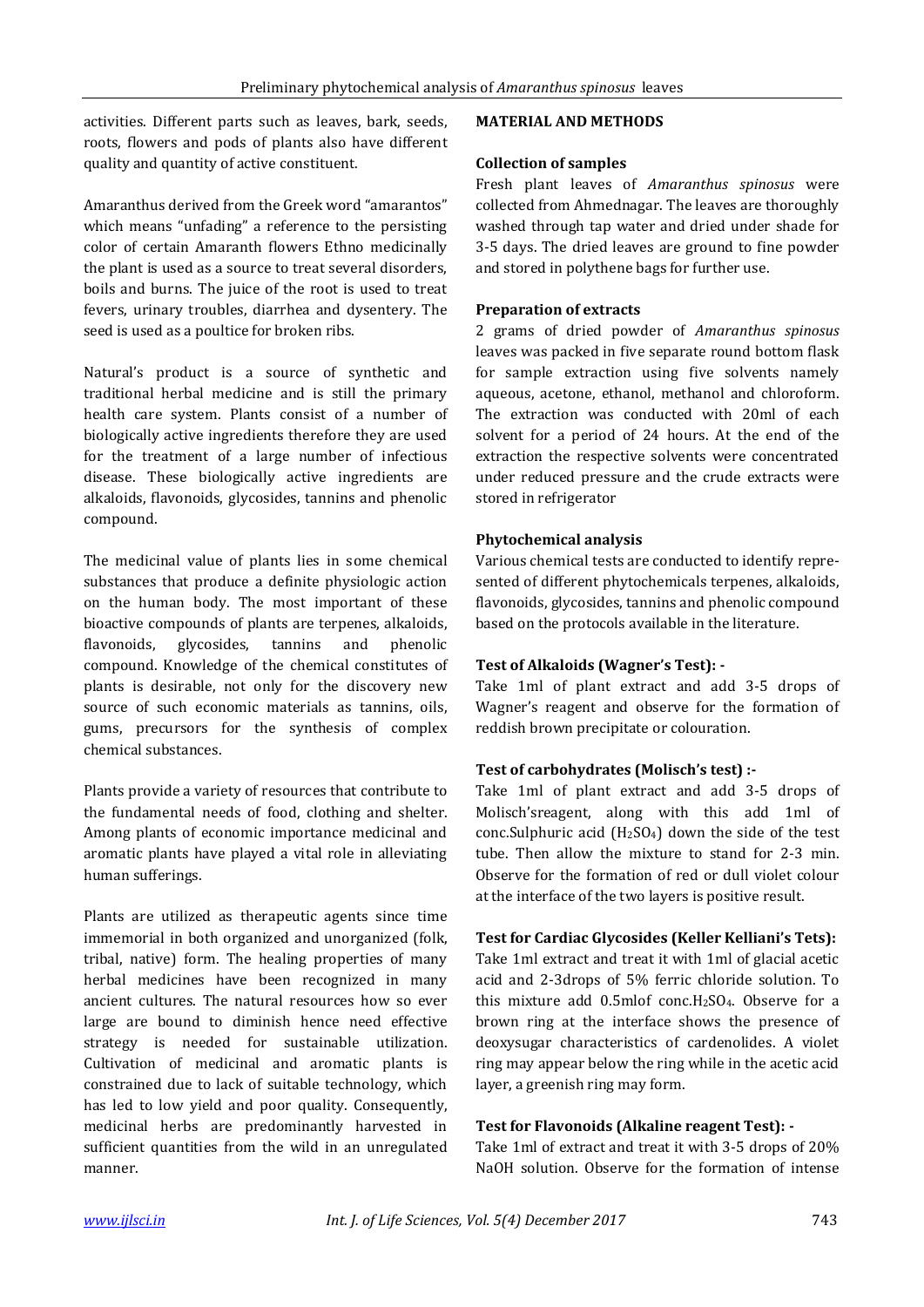activities. Different parts such as leaves, bark, seeds, roots, flowers and pods of plants also have different quality and quantity of active constituent.

Amaranthus derived from the Greek word "amarantos" which means "unfading" a reference to the persisting color of certain Amaranth flowers Ethno medicinally the plant is used as a source to treat several disorders, boils and burns. The juice of the root is used to treat fevers, urinary troubles, diarrhea and dysentery. The seed is used as a poultice for broken ribs.

Natural's product is a source of synthetic and traditional herbal medicine and is still the primary health care system. Plants consist of a number of biologically active ingredients therefore they are used for the treatment of a large number of infectious disease. These biologically active ingredients are alkaloids, flavonoids, glycosides, tannins and phenolic compound.

The medicinal value of plants lies in some chemical substances that produce a definite physiologic action on the human body. The most important of these bioactive compounds of plants are terpenes, alkaloids, flavonoids, glycosides, tannins and phenolic compound. Knowledge of the chemical constitutes of plants is desirable, not only for the discovery new source of such economic materials as tannins, oils, gums, precursors for the synthesis of complex chemical substances.

Plants provide a variety of resources that contribute to the fundamental needs of food, clothing and shelter. Among plants of economic importance medicinal and aromatic plants have played a vital role in alleviating human sufferings.

Plants are utilized as therapeutic agents since time immemorial in both organized and unorganized (folk, tribal, native) form. The healing properties of many herbal medicines have been recognized in many ancient cultures. The natural resources how so ever large are bound to diminish hence need effective strategy is needed for sustainable utilization. Cultivation of medicinal and aromatic plants is constrained due to lack of suitable technology, which has led to low yield and poor quality. Consequently, medicinal herbs are predominantly harvested in sufficient quantities from the wild in an unregulated manner.

## MATERIAL AND METHODS

### Collection of samples

Fresh plant leaves of *Amaranthus spinosus* were collected from Ahmednagar. The leaves are thoroughly washed through tap water and dried under shade for 3-5 days. The dried leaves are ground to fine powder and stored in polythene bags for further use.

### Preparation of extracts

2 grams of dried powder of *Amaranthus spinosus* leaves was packed in five separate round bottom flask for sample extraction using five solvents namely aqueous, acetone, ethanol, methanol and chloroform. The extraction was conducted with 20ml of each solvent for a period of 24 hours. At the end of the extraction the respective solvents were concentrated under reduced pressure and the crude extracts were stored in refrigerator

### Phytochemical analysis

Various chemical tests are conducted to identify represented of different phytochemicals terpenes, alkaloids, flavonoids, glycosides, tannins and phenolic compound based on the protocols available in the literature.

### Test of Alkaloids (Wagner's Test): -

Take 1ml of plant extract and add 3-5 drops of Wagner's reagent and observe for the formation of reddish brown precipitate or colouration.

### Test of carbohydrates (Molisch's test) :-

Take 1ml of plant extract and add 3-5 drops of Molisch'sreagent, along with this add 1ml of conc.Sulphuric acid ($H_2SO_4$) down the side of the test tube. Then allow the mixture to stand for 2-3 min. Observe for the formation of red or dull violet colour at the interface of the two layers is positive result.

### Test for Cardiac Glycosides (Keller Kelliani's Tets):

Take 1ml extract and treat it with 1ml of glacial acetic acid and 2-3drops of 5% ferric chloride solution. To this mixture add 0.5mlof conc.$H_2SO_4$. Observe for a brown ring at the interface shows the presence of deoxysugar characteristics of cardenolides. A violet ring may appear below the ring while in the acetic acid layer, a greenish ring may form.

### Test for Flavonoids (Alkaline reagent Test): -

Take 1ml of extract and treat it with 3-5 drops of 20% NaOH solution. Observe for the formation of intense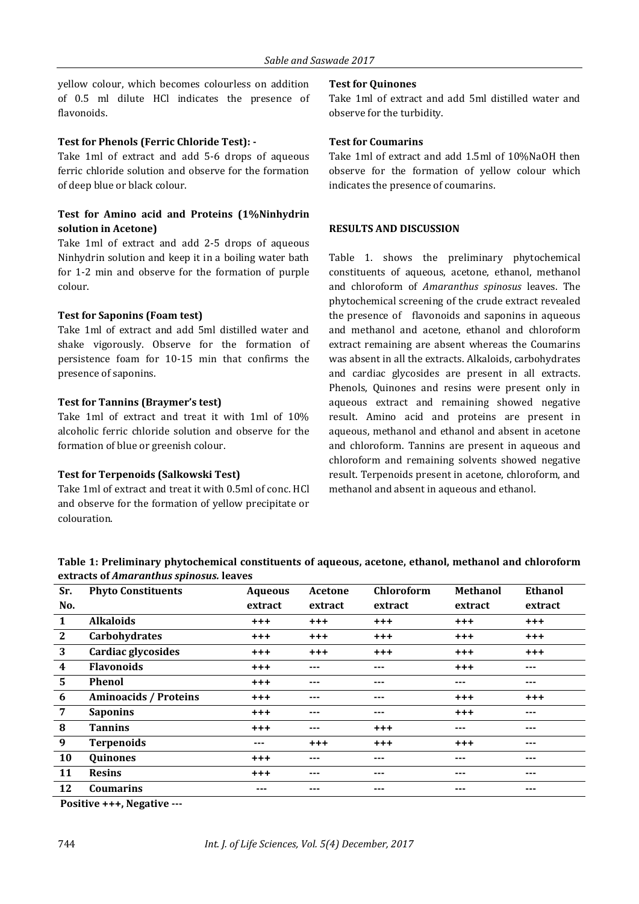yellow colour, which becomes colourless on addition of 0.5 ml dilute HCl indicates the presence of flavonoids.

**Test for Phenols (Ferric Chloride Test): -**

Take 1ml of extract and add 5-6 drops of aqueous ferric chloride solution and observe for the formation of deep blue or black colour.

**Test for Amino acid and Proteins (1%Ninhydrin solution in Acetone)**

Take 1ml of extract and add 2-5 drops of aqueous Ninhydrin solution and keep it in a boiling water bath for 1-2 min and observe for the formation of purple colour.

**Test for Saponins (Foam test)**

Take 1ml of extract and add 5ml distilled water and shake vigorously. Observe for the formation of persistence foam for 10-15 min that confirms the presence of saponins.

**Test for Tannins (Braymer's test)**

Take 1ml of extract and treat it with 1ml of 10% alcoholic ferric chloride solution and observe for the formation of blue or greenish colour.

**Test for Terpenoids (Salkowski Test)**

Take 1ml of extract and treat it with 0.5ml of conc. HCl and observe for the formation of yellow precipitate or colouration.

**Test for Quinones**

Take 1ml of extract and add 5ml distilled water and observe for the turbidity.

**Test for Coumarins**

Take 1ml of extract and add 1.5ml of 10%NaOH then observe for the formation of yellow colour which indicates the presence of coumarins.

## RESULTS AND DISCUSSION

Table 1. shows the preliminary phytochemical constituents of aqueous, acetone, ethanol, methanol and chloroform of *Amaranthus spinosus* leaves. The phytochemical screening of the crude extract revealed the presence of flavonoids and saponins in aqueous and methanol and acetone, ethanol and chloroform extract remaining are absent whereas the Coumarins was absent in all the extracts. Alkaloids, carbohydrates and cardiac glycosides are present in all extracts. Phenols, Quinones and resins were present only in aqueous extract and remaining showed negative result. Amino acid and proteins are present in aqueous, methanol and ethanol and absent in acetone and chloroform. Tannins are present in aqueous and chloroform and remaining solvents showed negative result. Terpenoids present in acetone, chloroform, and methanol and absent in aqueous and ethanol.

**Table 1: Preliminary phytochemical constituents of aqueous, acetone, ethanol, methanol and chloroform extracts of *Amaranthus spinosus.* leaves**

| Sr. No. | Phyto Constituents | Aqueous extract | Acetone extract | Chloroform extract | Methanol extract | Ethanol extract |
|---|---|---|---|---|---|---|
| 1 | **Alkaloids** | +++ | +++ | +++ | +++ | +++ |
| 2 | **Carbohydrates** | +++ | +++ | +++ | +++ | +++ |
| 3 | **Cardiac glycosides** | +++ | +++ | +++ | +++ | +++ |
| 4 | **Flavonoids** | +++ | --- | --- | +++ | --- |
| 5 | **Phenol** | +++ | --- | --- | --- | --- |
| 6 | **Aminoacids / Proteins** | +++ | --- | --- | +++ | +++ |
| 7 | **Saponins** | +++ | --- | --- | +++ | --- |
| 8 | **Tannins** | +++ | --- | +++ | --- | --- |
| 9 | **Terpenoids** | --- | +++ | +++ | +++ | --- |
| 10 | **Quinones** | +++ | --- | --- | --- | --- |
| 11 | **Resins** | +++ | --- | --- | --- | --- |
| 12 | **Coumarins** | --- | --- | --- | --- | --- |

**Positive +++, Negative ---**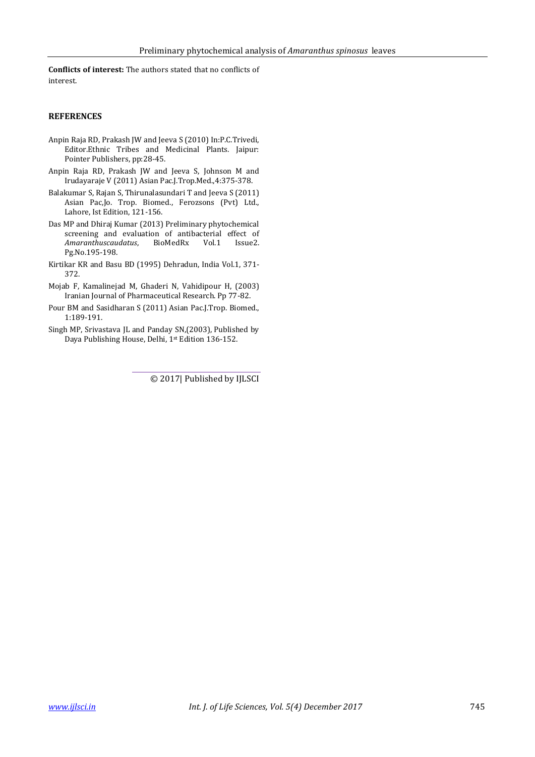**Conflicts of interest:** The authors stated that no conflicts of interest.

## REFERENCES

Anpin Raja RD, Prakash JW and Jeeva S (2010) In:P.C.Trivedi, Editor.Ethnic Tribes and Medicinal Plants. Jaipur: Pointer Publishers, pp:28-45.

Anpin Raja RD, Prakash JW and Jeeva S, Johnson M and Irudayaraje V (2011) Asian Pac.J.Trop.Med.,4:375-378.

Balakumar S, Rajan S, Thirunalasundari T and Jeeva S (2011) Asian Pac,Jo. Trop. Biomed., Ferozsons (Pvt) Ltd., Lahore, Ist Edition, 121-156.

Das MP and Dhiraj Kumar (2013) Preliminary phytochemical screening and evaluation of antibacterial effect of *Amaranthuscaudatus*, BioMedRx Vol.1 Issue2. Pg.No.195-198.

Kirtikar KR and Basu BD (1995) Dehradun, India Vol.1, 371-372.

Mojab F, Kamalinejad M, Ghaderi N, Vahidipour H, (2003) Iranian Journal of Pharmaceutical Research. Pp 77-82.

Pour BM and Sasidharan S (2011) Asian Pac.J.Trop. Biomed., 1:189-191.

Singh MP, Srivastava JL and Panday SN,(2003), Published by Daya Publishing House, Delhi, 1st Edition 136-152.

© 2017| Published by IJLSCI